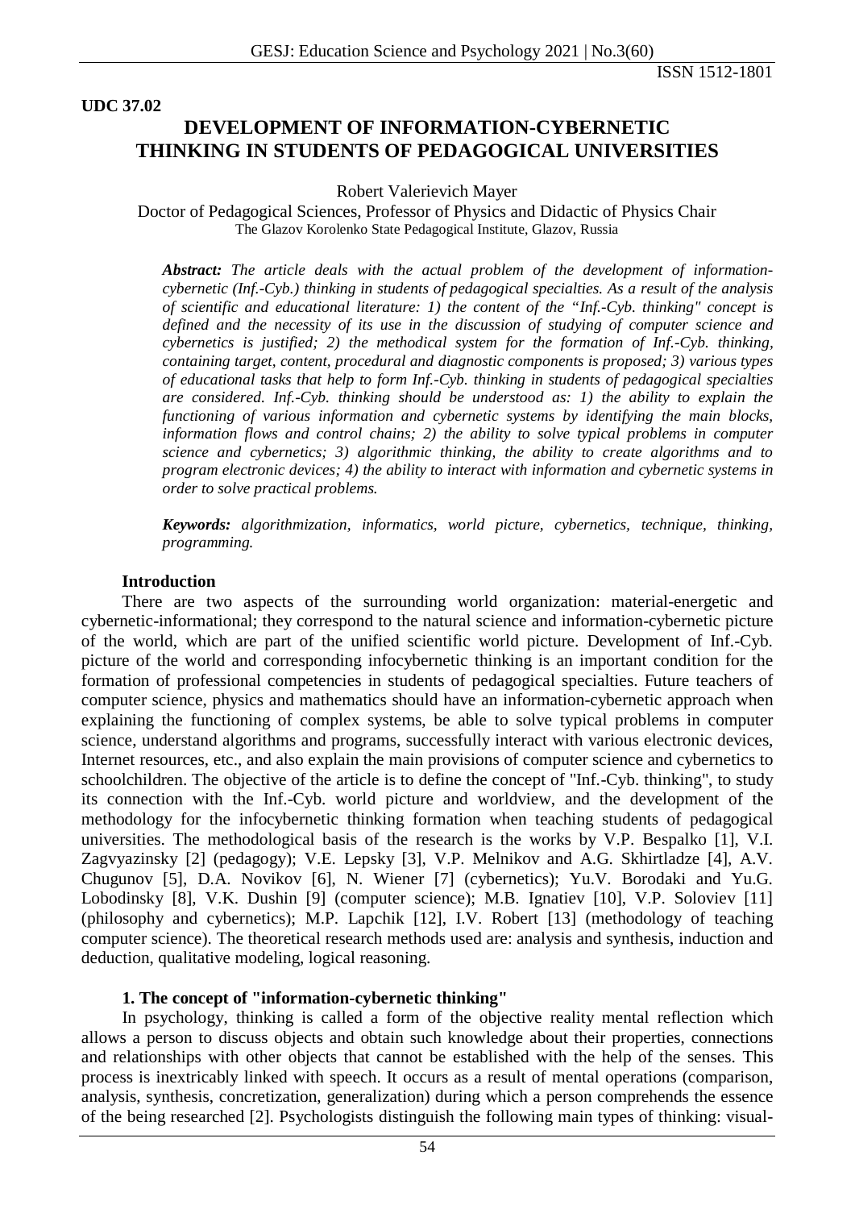UDC 37.02

# DEVELOPMENT OF INFORMATION-CYBERNETIC THINKING IN STUDENTS OF PEDAGOGICAL UNIVERSITIES

Robert Valerievich Mayer

Doctor of Pedagogical Sciences, Professor of Physics and Didactic of Physics Chair
The Glazov Korolenko State Pedagogical Institute, Glazov, Russia

***Abstract:*** *The article deals with the actual problem of the development of information-cybernetic (Inf.-Cyb.) thinking in students of pedagogical specialties. As a result of the analysis of scientific and educational literature: 1) the content of the "Inf.-Cyb. thinking" concept is defined and the necessity of its use in the discussion of studying of computer science and cybernetics is justified; 2) the methodical system for the formation of Inf.-Cyb. thinking, containing target, content, procedural and diagnostic components is proposed; 3) various types of educational tasks that help to form Inf.-Cyb. thinking in students of pedagogical specialties are considered. Inf.-Cyb. thinking should be understood as: 1) the ability to explain the functioning of various information and cybernetic systems by identifying the main blocks, information flows and control chains; 2) the ability to solve typical problems in computer science and cybernetics; 3) algorithmic thinking, the ability to create algorithms and to program electronic devices; 4) the ability to interact with information and cybernetic systems in order to solve practical problems.*

***Keywords:*** *algorithmization, informatics, world picture, cybernetics, technique, thinking, programming.*

## Introduction

There are two aspects of the surrounding world organization: material-energetic and cybernetic-informational; they correspond to the natural science and information-cybernetic picture of the world, which are part of the unified scientific world picture. Development of Inf.-Cyb. picture of the world and corresponding infocybernetic thinking is an important condition for the formation of professional competencies in students of pedagogical specialties. Future teachers of computer science, physics and mathematics should have an information-cybernetic approach when explaining the functioning of complex systems, be able to solve typical problems in computer science, understand algorithms and programs, successfully interact with various electronic devices, Internet resources, etc., and also explain the main provisions of computer science and cybernetics to schoolchildren. The objective of the article is to define the concept of "Inf.-Cyb. thinking", to study its connection with the Inf.-Cyb. world picture and worldview, and the development of the methodology for the infocybernetic thinking formation when teaching students of pedagogical universities. The methodological basis of the research is the works by V.P. Bespalko [1], V.I. Zagvyazinsky [2] (pedagogy); V.E. Lepsky [3], V.P. Melnikov and A.G. Skhirtladze [4], A.V. Chugunov [5], D.A. Novikov [6], N. Wiener [7] (cybernetics); Yu.V. Borodaki and Yu.G. Lobodinsky [8], V.K. Dushin [9] (computer science); M.B. Ignatiev [10], V.P. Soloviev [11] (philosophy and cybernetics); M.P. Lapchik [12], I.V. Robert [13] (methodology of teaching computer science). The theoretical research methods used are: analysis and synthesis, induction and deduction, qualitative modeling, logical reasoning.

### 1. The concept of "information-cybernetic thinking"

In psychology, thinking is called a form of the objective reality mental reflection which allows a person to discuss objects and obtain such knowledge about their properties, connections and relationships with other objects that cannot be established with the help of the senses. This process is inextricably linked with speech. It occurs as a result of mental operations (comparison, analysis, synthesis, concretization, generalization) during which a person comprehends the essence of the being researched [2]. Psychologists distinguish the following main types of thinking: visual-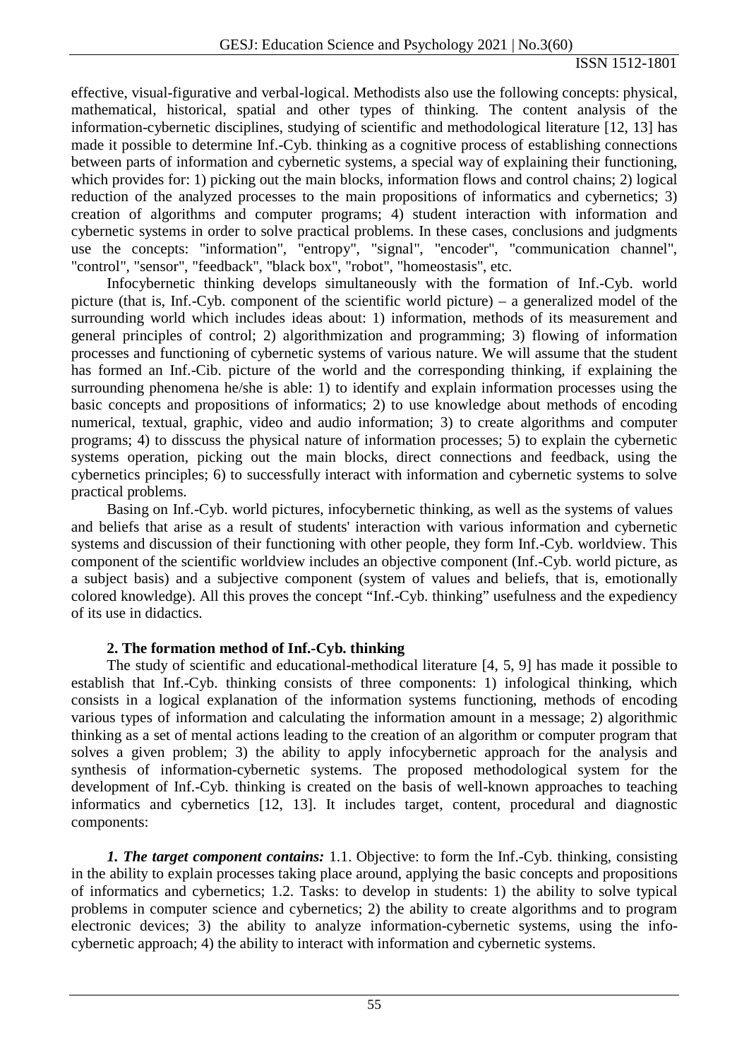effective, visual-figurative and verbal-logical. Methodists also use the following concepts: physical, mathematical, historical, spatial and other types of thinking. The content analysis of the information-cybernetic disciplines, studying of scientific and methodological literature [12, 13] has made it possible to determine Inf.-Cyb. thinking as a cognitive process of establishing connections between parts of information and cybernetic systems, a special way of explaining their functioning, which provides for: 1) picking out the main blocks, information flows and control chains; 2) logical reduction of the analyzed processes to the main propositions of informatics and cybernetics; 3) creation of algorithms and computer programs; 4) student interaction with information and cybernetic systems in order to solve practical problems. In these cases, conclusions and judgments use the concepts: "information", "entropy", "signal", "encoder", "communication channel", "control", "sensor", "feedback", "black box", "robot", "homeostasis", etc.

Infocybernetic thinking develops simultaneously with the formation of Inf.-Cyb. world picture (that is, Inf.-Cyb. component of the scientific world picture) – a generalized model of the surrounding world which includes ideas about: 1) information, methods of its measurement and general principles of control; 2) algorithmization and programming; 3) flowing of information processes and functioning of cybernetic systems of various nature. We will assume that the student has formed an Inf.-Cib. picture of the world and the corresponding thinking, if explaining the surrounding phenomena he/she is able: 1) to identify and explain information processes using the basic concepts and propositions of informatics; 2) to use knowledge about methods of encoding numerical, textual, graphic, video and audio information; 3) to create algorithms and computer programs; 4) to disscuss the physical nature of information processes; 5) to explain the cybernetic systems operation, picking out the main blocks, direct connections and feedback, using the cybernetics principles; 6) to successfully interact with information and cybernetic systems to solve practical problems.

Basing on Inf.-Cyb. world pictures, infocybernetic thinking, as well as the systems of values and beliefs that arise as a result of students' interaction with various information and cybernetic systems and discussion of their functioning with other people, they form Inf.-Cyb. worldview. This component of the scientific worldview includes an objective component (Inf.-Cyb. world picture, as a subject basis) and a subjective component (system of values and beliefs, that is, emotionally colored knowledge). All this proves the concept "Inf.-Cyb. thinking" usefulness and the expediency of its use in didactics.

## 2. The formation method of Inf.-Cyb. thinking

The study of scientific and educational-methodical literature [4, 5, 9] has made it possible to establish that Inf.-Cyb. thinking consists of three components: 1) infological thinking, which consists in a logical explanation of the information systems functioning, methods of encoding various types of information and calculating the information amount in a message; 2) algorithmic thinking as a set of mental actions leading to the creation of an algorithm or computer program that solves a given problem; 3) the ability to apply infocybernetic approach for the analysis and synthesis of information-cybernetic systems. The proposed methodological system for the development of Inf.-Cyb. thinking is created on the basis of well-known approaches to teaching informatics and cybernetics [12, 13]. It includes target, content, procedural and diagnostic components:

***1. The target component contains:*** 1.1. Objective: to form the Inf.-Cyb. thinking, consisting in the ability to explain processes taking place around, applying the basic concepts and propositions of informatics and cybernetics; 1.2. Tasks: to develop in students: 1) the ability to solve typical problems in computer science and cybernetics; 2) the ability to create algorithms and to program electronic devices; 3) the ability to analyze information-cybernetic systems, using the info-cybernetic approach; 4) the ability to interact with information and cybernetic systems.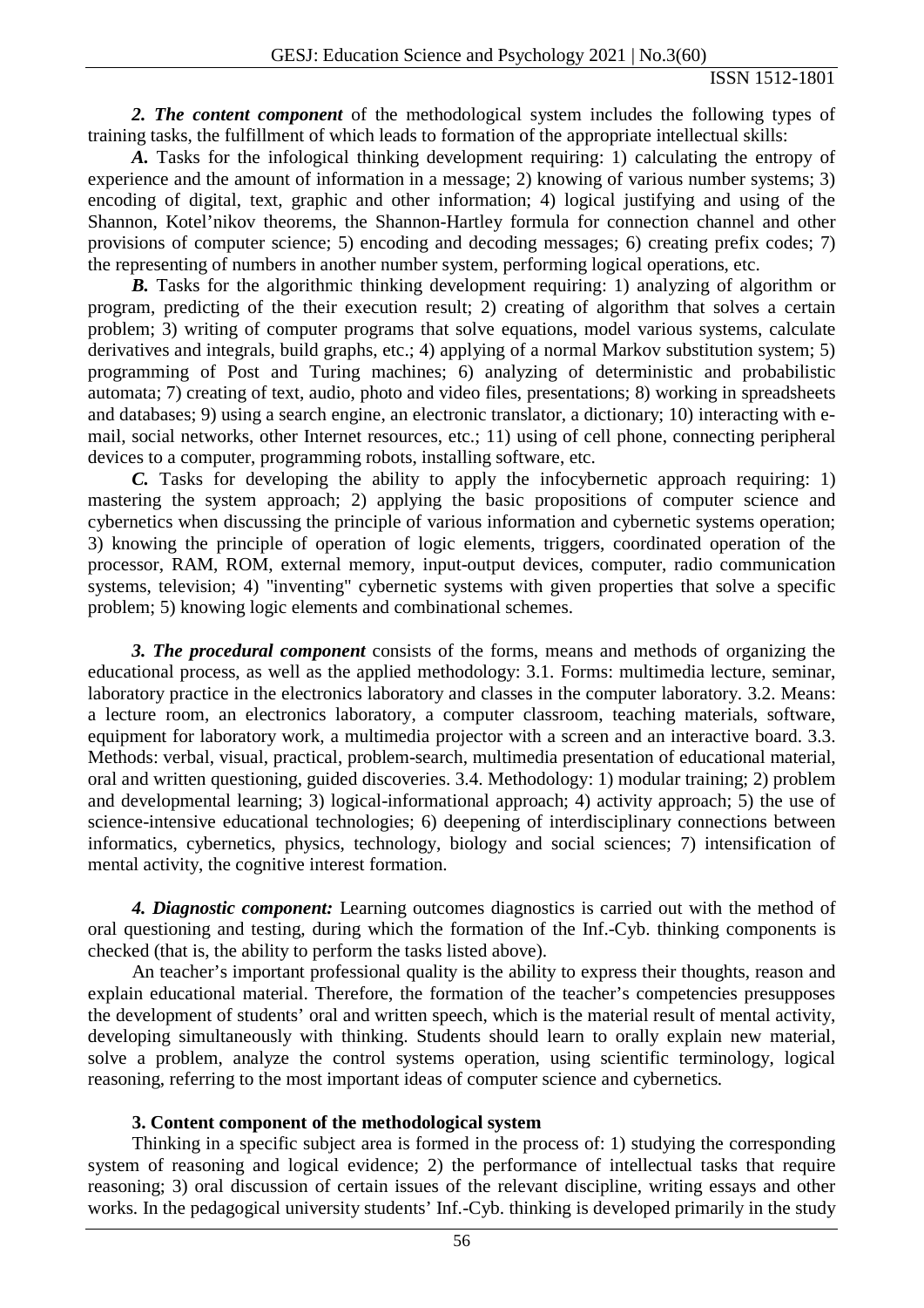***2. The content component*** of the methodological system includes the following types of training tasks, the fulfillment of which leads to formation of the appropriate intellectual skills:

***A.*** Tasks for the infological thinking development requiring: 1) calculating the entropy of experience and the amount of information in a message; 2) knowing of various number systems; 3) encoding of digital, text, graphic and other information; 4) logical justifying and using of the Shannon, Kotel'nikov theorems, the Shannon-Hartley formula for connection channel and other provisions of computer science; 5) encoding and decoding messages; 6) creating prefix codes; 7) the representing of numbers in another number system, performing logical operations, etc.

***B.*** Tasks for the algorithmic thinking development requiring: 1) analyzing of algorithm or program, predicting of the their execution result; 2) creating of algorithm that solves a certain problem; 3) writing of computer programs that solve equations, model various systems, calculate derivatives and integrals, build graphs, etc.; 4) applying of a normal Markov substitution system; 5) programming of Post and Turing machines; 6) analyzing of deterministic and probabilistic automata; 7) creating of text, audio, photo and video files, presentations; 8) working in spreadsheets and databases; 9) using a search engine, an electronic translator, a dictionary; 10) interacting with e-mail, social networks, other Internet resources, etc.; 11) using of cell phone, connecting peripheral devices to a computer, programming robots, installing software, etc.

***C.*** Tasks for developing the ability to apply the infocybernetic approach requiring: 1) mastering the system approach; 2) applying the basic propositions of computer science and cybernetics when discussing the principle of various information and cybernetic systems operation; 3) knowing the principle of operation of logic elements, triggers, coordinated operation of the processor, RAM, ROM, external memory, input-output devices, computer, radio communication systems, television; 4) "inventing" cybernetic systems with given properties that solve a specific problem; 5) knowing logic elements and combinational schemes.

***3. The procedural component*** consists of the forms, means and methods of organizing the educational process, as well as the applied methodology: 3.1. Forms: multimedia lecture, seminar, laboratory practice in the electronics laboratory and classes in the computer laboratory. 3.2. Means: a lecture room, an electronics laboratory, a computer classroom, teaching materials, software, equipment for laboratory work, a multimedia projector with a screen and an interactive board. 3.3. Methods: verbal, visual, practical, problem-search, multimedia presentation of educational material, oral and written questioning, guided discoveries. 3.4. Methodology: 1) modular training; 2) problem and developmental learning; 3) logical-informational approach; 4) activity approach; 5) the use of science-intensive educational technologies; 6) deepening of interdisciplinary connections between informatics, cybernetics, physics, technology, biology and social sciences; 7) intensification of mental activity, the cognitive interest formation.

***4. Diagnostic component:*** Learning outcomes diagnostics is carried out with the method of oral questioning and testing, during which the formation of the Inf.-Cyb. thinking components is checked (that is, the ability to perform the tasks listed above).

An teacher's important professional quality is the ability to express their thoughts, reason and explain educational material. Therefore, the formation of the teacher's competencies presupposes the development of students' oral and written speech, which is the material result of mental activity, developing simultaneously with thinking. Students should learn to orally explain new material, solve a problem, analyze the control systems operation, using scientific terminology, logical reasoning, referring to the most important ideas of computer science and cybernetics.

## 3. Content component of the methodological system

Thinking in a specific subject area is formed in the process of: 1) studying the corresponding system of reasoning and logical evidence; 2) the performance of intellectual tasks that require reasoning; 3) oral discussion of certain issues of the relevant discipline, writing essays and other works. In the pedagogical university students' Inf.-Cyb. thinking is developed primarily in the study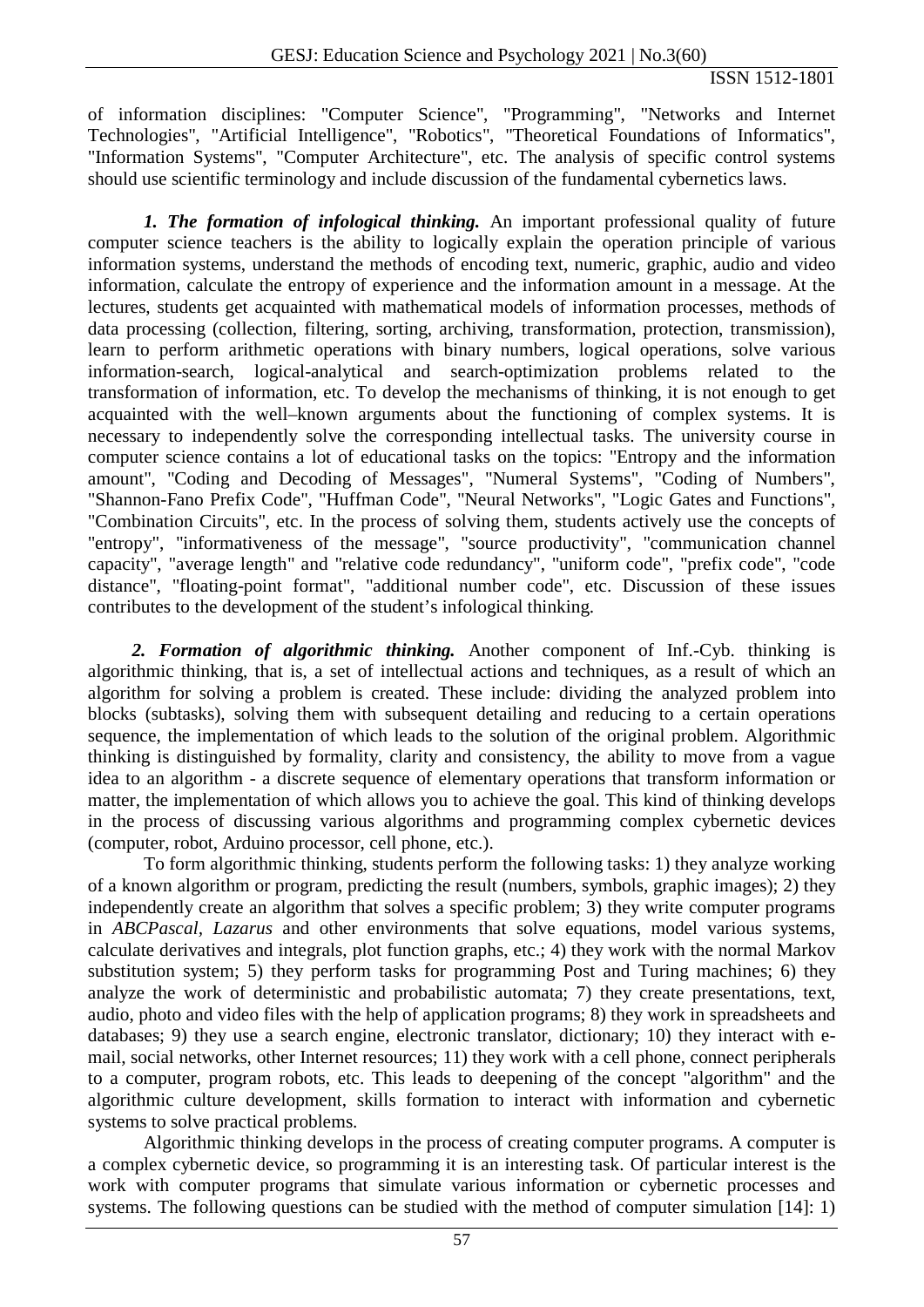of information disciplines: "Computer Science", "Programming", "Networks and Internet Technologies", "Artificial Intelligence", "Robotics", "Theoretical Foundations of Informatics", "Information Systems", "Computer Architecture", etc. The analysis of specific control systems should use scientific terminology and include discussion of the fundamental cybernetics laws.

***1. The formation of infological thinking.*** An important professional quality of future computer science teachers is the ability to logically explain the operation principle of various information systems, understand the methods of encoding text, numeric, graphic, audio and video information, calculate the entropy of experience and the information amount in a message. At the lectures, students get acquainted with mathematical models of information processes, methods of data processing (collection, filtering, sorting, archiving, transformation, protection, transmission), learn to perform arithmetic operations with binary numbers, logical operations, solve various information-search, logical-analytical and search-optimization problems related to the transformation of information, etc. To develop the mechanisms of thinking, it is not enough to get acquainted with the well–known arguments about the functioning of complex systems. It is necessary to independently solve the corresponding intellectual tasks. The university course in computer science contains a lot of educational tasks on the topics: "Entropy and the information amount", "Coding and Decoding of Messages", "Numeral Systems", "Coding of Numbers", "Shannon-Fano Prefix Code", "Huffman Code", "Neural Networks", "Logic Gates and Functions", "Combination Circuits", etc. In the process of solving them, students actively use the concepts of "entropy", "informativeness of the message", "source productivity", "communication channel capacity", "average length" and "relative code redundancy", "uniform code", "prefix code", "code distance", "floating-point format", "additional number code", etc. Discussion of these issues contributes to the development of the student's infological thinking.

***2. Formation of algorithmic thinking.*** Another component of Inf.-Cyb. thinking is algorithmic thinking, that is, a set of intellectual actions and techniques, as a result of which an algorithm for solving a problem is created. These include: dividing the analyzed problem into blocks (subtasks), solving them with subsequent detailing and reducing to a certain operations sequence, the implementation of which leads to the solution of the original problem. Algorithmic thinking is distinguished by formality, clarity and consistency, the ability to move from a vague idea to an algorithm - a discrete sequence of elementary operations that transform information or matter, the implementation of which allows you to achieve the goal. This kind of thinking develops in the process of discussing various algorithms and programming complex cybernetic devices (computer, robot, Arduino processor, cell phone, etc.).

To form algorithmic thinking, students perform the following tasks: 1) they analyze working of a known algorithm or program, predicting the result (numbers, symbols, graphic images); 2) they independently create an algorithm that solves a specific problem; 3) they write computer programs in *ABCPascal*, *Lazarus* and other environments that solve equations, model various systems, calculate derivatives and integrals, plot function graphs, etc.; 4) they work with the normal Markov substitution system; 5) they perform tasks for programming Post and Turing machines; 6) they analyze the work of deterministic and probabilistic automata; 7) they create presentations, text, audio, photo and video files with the help of application programs; 8) they work in spreadsheets and databases; 9) they use a search engine, electronic translator, dictionary; 10) they interact with e-mail, social networks, other Internet resources; 11) they work with a cell phone, connect peripherals to a computer, program robots, etc. This leads to deepening of the concept "algorithm" and the algorithmic culture development, skills formation to interact with information and cybernetic systems to solve practical problems.

Algorithmic thinking develops in the process of creating computer programs. A computer is a complex cybernetic device, so programming it is an interesting task. Of particular interest is the work with computer programs that simulate various information or cybernetic processes and systems. The following questions can be studied with the method of computer simulation [14]: 1)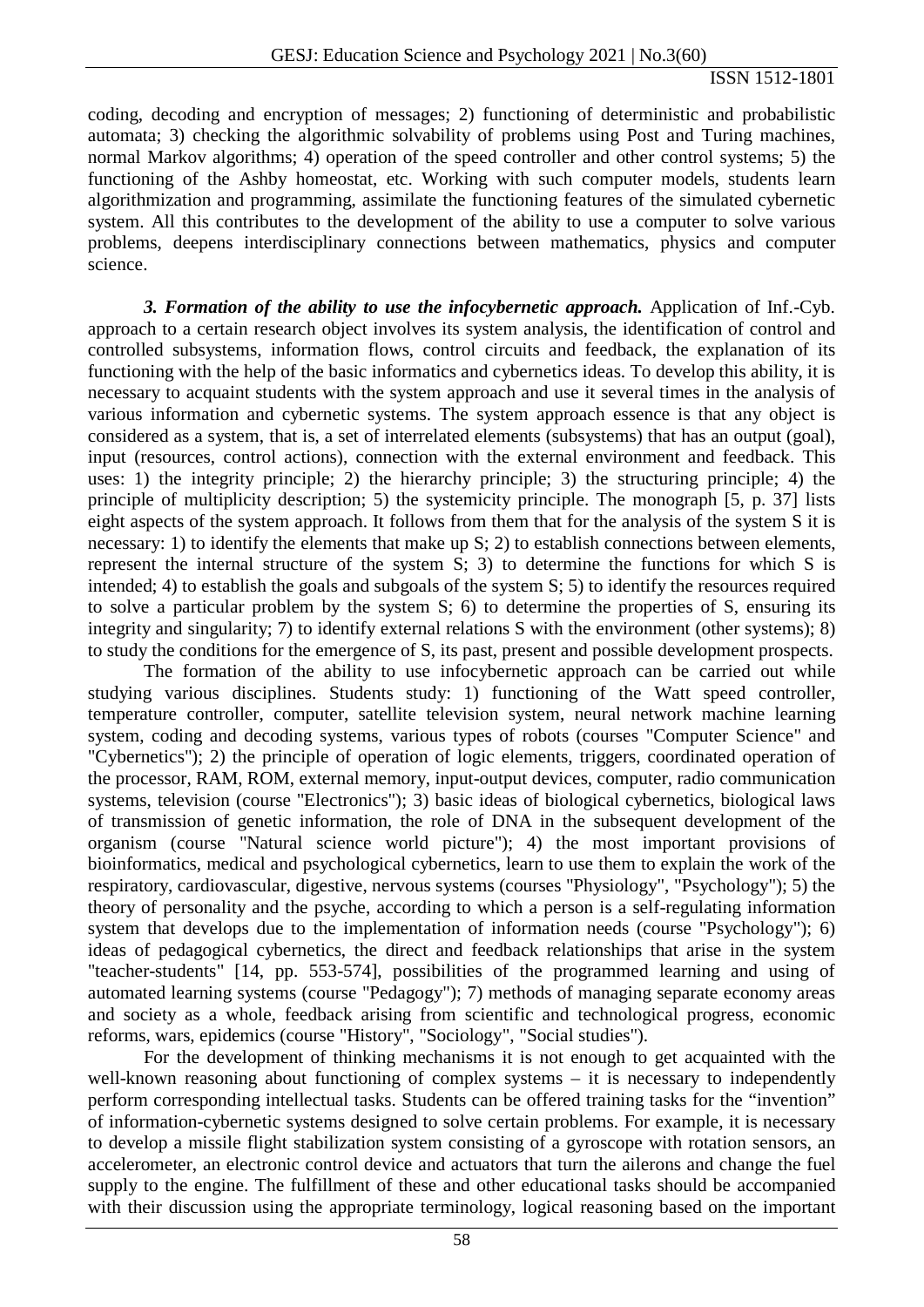coding, decoding and encryption of messages; 2) functioning of deterministic and probabilistic automata; 3) checking the algorithmic solvability of problems using Post and Turing machines, normal Markov algorithms; 4) operation of the speed controller and other control systems; 5) the functioning of the Ashby homeostat, etc. Working with such computer models, students learn algorithmization and programming, assimilate the functioning features of the simulated cybernetic system. All this contributes to the development of the ability to use a computer to solve various problems, deepens interdisciplinary connections between mathematics, physics and computer science.

***3. Formation of the ability to use the infocybernetic approach.*** Application of Inf.-Cyb. approach to a certain research object involves its system analysis, the identification of control and controlled subsystems, information flows, control circuits and feedback, the explanation of its functioning with the help of the basic informatics and cybernetics ideas. To develop this ability, it is necessary to acquaint students with the system approach and use it several times in the analysis of various information and cybernetic systems. The system approach essence is that any object is considered as a system, that is, a set of interrelated elements (subsystems) that has an output (goal), input (resources, control actions), connection with the external environment and feedback. This uses: 1) the integrity principle; 2) the hierarchy principle; 3) the structuring principle; 4) the principle of multiplicity description; 5) the systemicity principle. The monograph [5, p. 37] lists eight aspects of the system approach. It follows from them that for the analysis of the system S it is necessary: 1) to identify the elements that make up S; 2) to establish connections between elements, represent the internal structure of the system S; 3) to determine the functions for which S is intended; 4) to establish the goals and subgoals of the system S; 5) to identify the resources required to solve a particular problem by the system S; 6) to determine the properties of S, ensuring its integrity and singularity; 7) to identify external relations S with the environment (other systems); 8) to study the conditions for the emergence of S, its past, present and possible development prospects.

The formation of the ability to use infocybernetic approach can be carried out while studying various disciplines. Students study: 1) functioning of the Watt speed controller, temperature controller, computer, satellite television system, neural network machine learning system, coding and decoding systems, various types of robots (courses "Computer Science" and "Cybernetics"); 2) the principle of operation of logic elements, triggers, coordinated operation of the processor, RAM, ROM, external memory, input-output devices, computer, radio communication systems, television (course "Electronics"); 3) basic ideas of biological cybernetics, biological laws of transmission of genetic information, the role of DNA in the subsequent development of the organism (course "Natural science world picture"); 4) the most important provisions of bioinformatics, medical and psychological cybernetics, learn to use them to explain the work of the respiratory, cardiovascular, digestive, nervous systems (courses "Physiology", "Psychology"); 5) the theory of personality and the psyche, according to which a person is a self-regulating information system that develops due to the implementation of information needs (course "Psychology"); 6) ideas of pedagogical cybernetics, the direct and feedback relationships that arise in the system "teacher-students" [14, pp. 553-574], possibilities of the programmed learning and using of automated learning systems (course "Pedagogy"); 7) methods of managing separate economy areas and society as a whole, feedback arising from scientific and technological progress, economic reforms, wars, epidemics (course "History", "Sociology", "Social studies").

For the development of thinking mechanisms it is not enough to get acquainted with the well-known reasoning about functioning of complex systems – it is necessary to independently perform corresponding intellectual tasks. Students can be offered training tasks for the "invention" of information-cybernetic systems designed to solve certain problems. For example, it is necessary to develop a missile flight stabilization system consisting of a gyroscope with rotation sensors, an accelerometer, an electronic control device and actuators that turn the ailerons and change the fuel supply to the engine. The fulfillment of these and other educational tasks should be accompanied with their discussion using the appropriate terminology, logical reasoning based on the important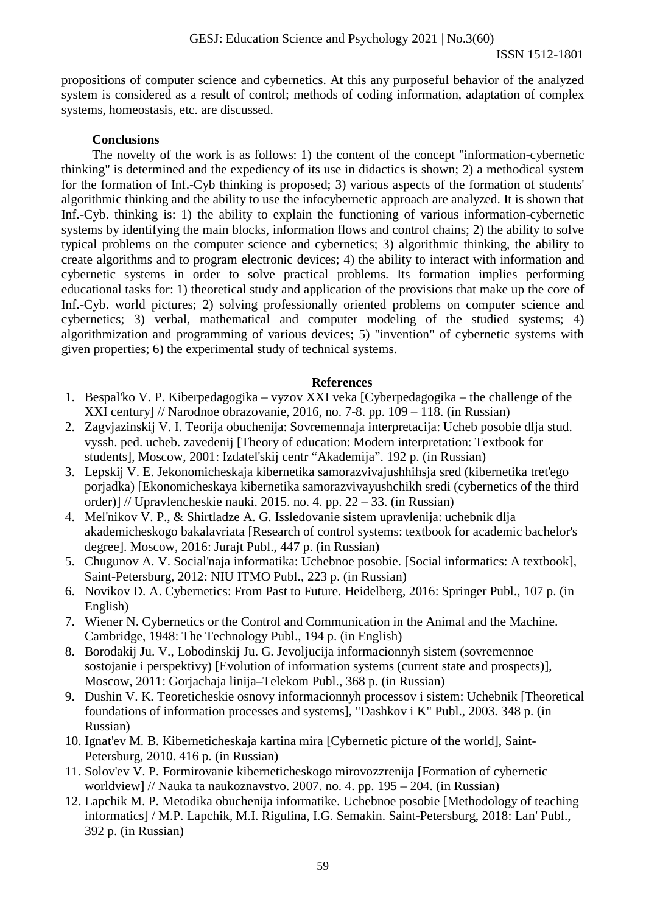propositions of computer science and cybernetics. At this any purposeful behavior of the analyzed system is considered as a result of control; methods of coding information, adaptation of complex systems, homeostasis, etc. are discussed.

## Conclusions

The novelty of the work is as follows: 1) the content of the concept "information-cybernetic thinking" is determined and the expediency of its use in didactics is shown; 2) a methodical system for the formation of Inf.-Cyb thinking is proposed; 3) various aspects of the formation of students' algorithmic thinking and the ability to use the infocybernetic approach are analyzed. It is shown that Inf.-Cyb. thinking is: 1) the ability to explain the functioning of various information-cybernetic systems by identifying the main blocks, information flows and control chains; 2) the ability to solve typical problems on the computer science and cybernetics; 3) algorithmic thinking, the ability to create algorithms and to program electronic devices; 4) the ability to interact with information and cybernetic systems in order to solve practical problems. Its formation implies performing educational tasks for: 1) theoretical study and application of the provisions that make up the core of Inf.-Cyb. world pictures; 2) solving professionally oriented problems on computer science and cybernetics; 3) verbal, mathematical and computer modeling of the studied systems; 4) algorithmization and programming of various devices; 5) "invention" of cybernetic systems with given properties; 6) the experimental study of technical systems.

## References

1. Bespal'ko V. P. Kiberpedagogika – vyzov XXI veka [Cyberpedagogika – the challenge of the XXI century] // Narodnoe obrazovanie, 2016, no. 7-8. pp. 109 – 118. (in Russian)
2. Zagvjazinskij V. I. Teorija obuchenija: Sovremennaja interpretacija: Ucheb posobie dlja stud. vyssh. ped. ucheb. zavedenij [Theory of education: Modern interpretation: Textbook for students], Moscow, 2001: Izdatel'skij centr "Akademija". 192 p. (in Russian)
3. Lepskij V. E. Jekonomicheskaja kibernetika samorazvivajushhihsja sred (kibernetika tret'ego porjadka) [Ekonomicheskaya kibernetika samorazvivayushchikh sredi (cybernetics of the third order)] // Upravlencheskie nauki. 2015. no. 4. pp. 22 – 33. (in Russian)
4. Mel'nikov V. P., & Shirtladze A. G. Issledovanie sistem upravlenija: uchebnik dlja akademicheskogo bakalavriata [Research of control systems: textbook for academic bachelor's degree]. Moscow, 2016: Jurajt Publ., 447 p. (in Russian)
5. Chugunov A. V. Social'naja informatika: Uchebnoe posobie. [Social informatics: A textbook], Saint-Petersburg, 2012: NIU ITMO Publ., 223 p. (in Russian)
6. Novikov D. A. Cybernetics: From Past to Future. Heidelberg, 2016: Springer Publ., 107 p. (in English)
7. Wiener N. Cybernetics or the Control and Communication in the Animal and the Machine. Cambridge, 1948: The Technology Publ., 194 p. (in English)
8. Borodakij Ju. V., Lobodinskij Ju. G. Jevoljucija informacionnyh sistem (sovremennoe sostojanie i perspektivy) [Evolution of information systems (current state and prospects)], Moscow, 2011: Gorjachaja linija–Telekom Publ., 368 p. (in Russian)
9. Dushin V. K. Teoreticheskie osnovy informacionnyh processov i sistem: Uchebnik [Theoretical foundations of information processes and systems], "Dashkov i K" Publ., 2003. 348 p. (in Russian)
10. Ignat'ev M. B. Kiberneticheskaja kartina mira [Cybernetic picture of the world], Saint-Petersburg, 2010. 416 p. (in Russian)
11. Solov'ev V. P. Formirovanie kiberneticheskogo mirovozzrenija [Formation of cybernetic worldview] // Nauka ta naukoznavstvo. 2007. no. 4. pp. 195 – 204. (in Russian)
12. Lapchik M. P. Metodika obuchenija informatike. Uchebnoe posobie [Methodology of teaching informatics] / M.P. Lapchik, M.I. Rigulina, I.G. Semakin. Saint-Petersburg, 2018: Lan' Publ., 392 p. (in Russian)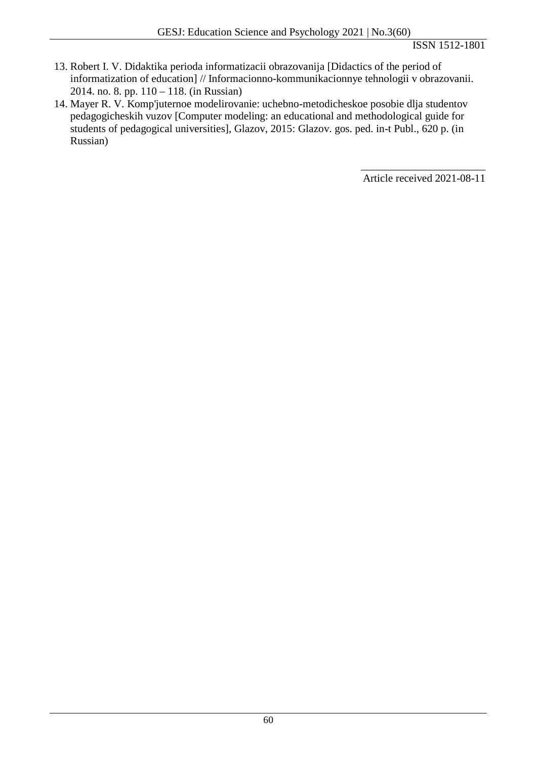13. Robert I. V. Didaktika perioda informatizacii obrazovanija [Didactics of the period of informatization of education] // Informacionno-kommunikacionnye tehnologii v obrazovanii. 2014. no. 8. pp. 110 – 118. (in Russian)
14. Mayer R. V. Komp'juternoe modelirovanie: uchebno-metodicheskoe posobie dlja studentov pedagogicheskih vuzov [Computer modeling: an educational and methodological guide for students of pedagogical universities], Glazov, 2015: Glazov. gos. ped. in-t Publ., 620 p. (in Russian)

Article received 2021-08-11